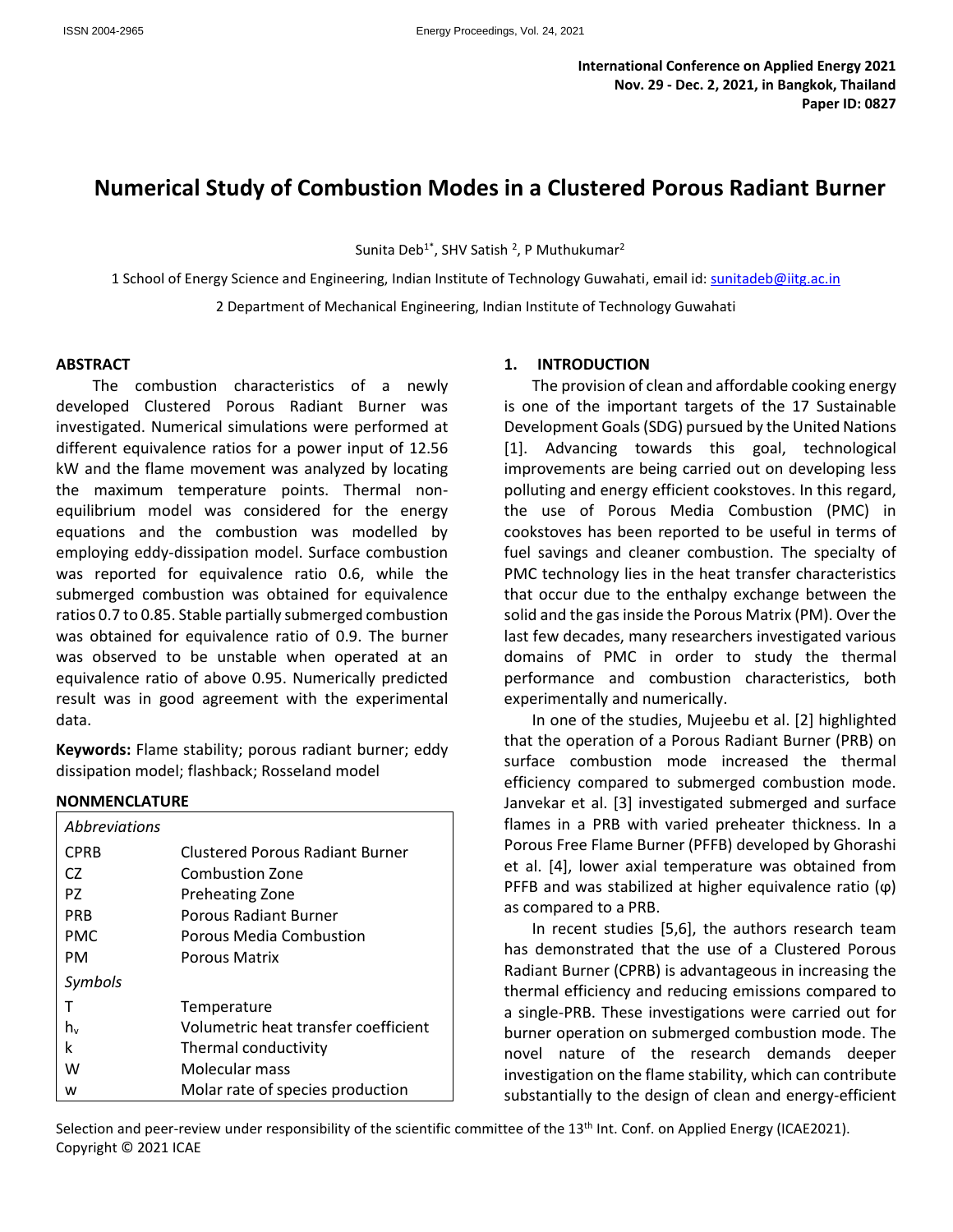International Conference on Applied Energy 2021
Nov. 29 - Dec. 2, 2021, in Bangkok, Thailand
Paper ID: 0827

# Numerical Study of Combustion Modes in a Clustered Porous Radiant Burner

Sunita Deb[1*], SHV Satish [2], P Muthukumar[2]

1 School of Energy Science and Engineering, Indian Institute of Technology Guwahati, email id: sunitadeb@iitg.ac.in

2 Department of Mechanical Engineering, Indian Institute of Technology Guwahati

## ABSTRACT

The combustion characteristics of a newly developed Clustered Porous Radiant Burner was investigated. Numerical simulations were performed at different equivalence ratios for a power input of 12.56 kW and the flame movement was analyzed by locating the maximum temperature points. Thermal non-equilibrium model was considered for the energy equations and the combustion was modelled by employing eddy-dissipation model. Surface combustion was reported for equivalence ratio 0.6, while the submerged combustion was obtained for equivalence ratios 0.7 to 0.85. Stable partially submerged combustion was obtained for equivalence ratio of 0.9. The burner was observed to be unstable when operated at an equivalence ratio of above 0.95. Numerically predicted result was in good agreement with the experimental data.

**Keywords:** Flame stability; porous radiant burner; eddy dissipation model; flashback; Rosseland model

## NONMENCLATURE

| | |
|---|---|
| *Abbreviations* | |
| CPRB | Clustered Porous Radiant Burner |
| CZ | Combustion Zone |
| PZ | Preheating Zone |
| PRB | Porous Radiant Burner |
| PMC | Porous Media Combustion |
| PM | Porous Matrix |
| *Symbols* | |
| T | Temperature |
| $h_v$ | Volumetric heat transfer coefficient |
| k | Thermal conductivity |
| W | Molecular mass |
| w | Molar rate of species production |

## 1. INTRODUCTION

The provision of clean and affordable cooking energy is one of the important targets of the 17 Sustainable Development Goals (SDG) pursued by the United Nations [1]. Advancing towards this goal, technological improvements are being carried out on developing less polluting and energy efficient cookstoves. In this regard, the use of Porous Media Combustion (PMC) in cookstoves has been reported to be useful in terms of fuel savings and cleaner combustion. The specialty of PMC technology lies in the heat transfer characteristics that occur due to the enthalpy exchange between the solid and the gas inside the Porous Matrix (PM). Over the last few decades, many researchers investigated various domains of PMC in order to study the thermal performance and combustion characteristics, both experimentally and numerically.

In one of the studies, Mujeebu et al. [2] highlighted that the operation of a Porous Radiant Burner (PRB) on surface combustion mode increased the thermal efficiency compared to submerged combustion mode. Janvekar et al. [3] investigated submerged and surface flames in a PRB with varied preheater thickness. In a Porous Free Flame Burner (PFFB) developed by Ghorashi et al. [4], lower axial temperature was obtained from PFFB and was stabilized at higher equivalence ratio (φ) as compared to a PRB.

In recent studies [5,6], the authors research team has demonstrated that the use of a Clustered Porous Radiant Burner (CPRB) is advantageous in increasing the thermal efficiency and reducing emissions compared to a single-PRB. These investigations were carried out for burner operation on submerged combustion mode. The novel nature of the research demands deeper investigation on the flame stability, which can contribute substantially to the design of clean and energy-efficient

Selection and peer-review under responsibility of the scientific committee of the 13th Int. Conf. on Applied Energy (ICAE2021).
Copyright © 2021 ICAE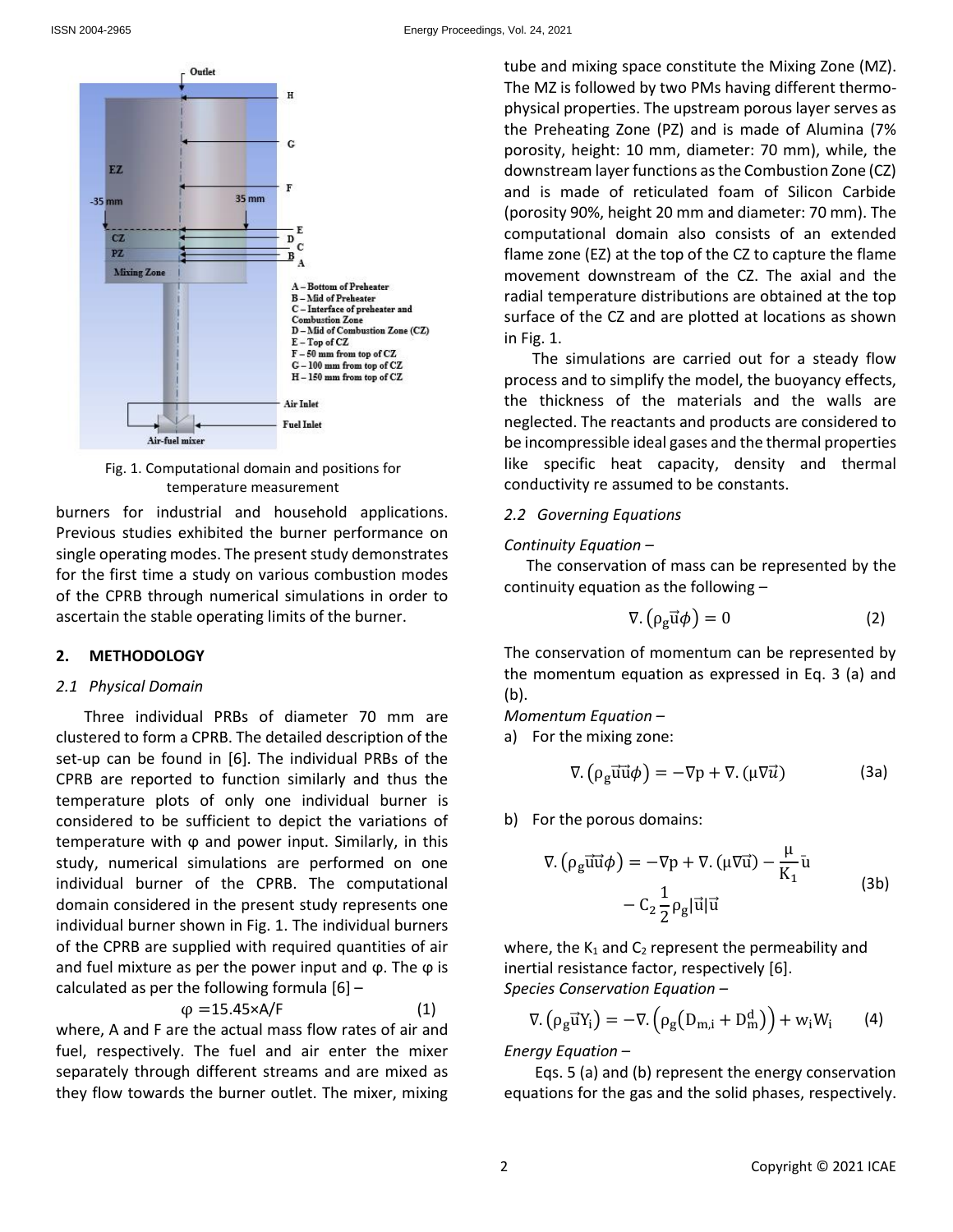Fig. 1. Computational domain and positions for temperature measurement

burners for industrial and household applications. Previous studies exhibited the burner performance on single operating modes. The present study demonstrates for the first time a study on various combustion modes of the CPRB through numerical simulations in order to ascertain the stable operating limits of the burner.

## 2. METHODOLOGY

### *2.1 Physical Domain*

Three individual PRBs of diameter 70 mm are clustered to form a CPRB. The detailed description of the set-up can be found in [6]. The individual PRBs of the CPRB are reported to function similarly and thus the temperature plots of only one individual burner is considered to be sufficient to depict the variations of temperature with φ and power input. Similarly, in this study, numerical simulations are performed on one individual burner of the CPRB. The computational domain considered in the present study represents one individual burner shown in Fig. 1. The individual burners of the CPRB are supplied with required quantities of air and fuel mixture as per the power input and φ. The φ is calculated as per the following formula [6] –

$$\varphi = 15.45 \times A/F \tag{1}$$

where, A and F are the actual mass flow rates of air and fuel, respectively. The fuel and air enter the mixer separately through different streams and are mixed as they flow towards the burner outlet. The mixer, mixing tube and mixing space constitute the Mixing Zone (MZ). The MZ is followed by two PMs having different thermo-physical properties. The upstream porous layer serves as the Preheating Zone (PZ) and is made of Alumina (7% porosity, height: 10 mm, diameter: 70 mm), while, the downstream layer functions as the Combustion Zone (CZ) and is made of reticulated foam of Silicon Carbide (porosity 90%, height 20 mm and diameter: 70 mm). The computational domain also consists of an extended flame zone (EZ) at the top of the CZ to capture the flame movement downstream of the CZ. The axial and the radial temperature distributions are obtained at the top surface of the CZ and are plotted at locations as shown in Fig. 1.

The simulations are carried out for a steady flow process and to simplify the model, the buoyancy effects, the thickness of the materials and the walls are neglected. The reactants and products are considered to be incompressible ideal gases and the thermal properties like specific heat capacity, density and thermal conductivity re assumed to be constants.

### *2.2 Governing Equations*

*Continuity Equation –*

The conservation of mass can be represented by the continuity equation as the following –

$$\nabla.\left(\rho_g \vec{u} \phi\right) = 0 \tag{2}$$

The conservation of momentum can be represented by the momentum equation as expressed in Eq. 3 (a) and (b).

*Momentum Equation –*

a) For the mixing zone:

$$\nabla.\left(\rho_g \vec{u}\vec{u} \phi\right) = -\nabla p + \nabla.(\mu \nabla \vec{u}) \tag{3a}$$

b) For the porous domains:

$$\nabla.\left(\rho_g \vec{u}\vec{u} \phi\right) = -\nabla p + \nabla.(\mu \nabla \vec{u}) - \frac{\mu}{K_1}\bar{u} - C_2 \frac{1}{2}\rho_g |\vec{u}|\vec{u} \tag{3b}$$

where, the $K_1$ and $C_2$ represent the permeability and inertial resistance factor, respectively [6].

*Species Conservation Equation –*

$$\nabla.\left(\rho_g \vec{u} Y_i\right) = -\nabla.\left(\rho_g\left(D_{m,i} + D_m^d\right)\right) + w_i W_i \tag{4}$$

*Energy Equation –*

Eqs. 5 (a) and (b) represent the energy conservation equations for the gas and the solid phases, respectively.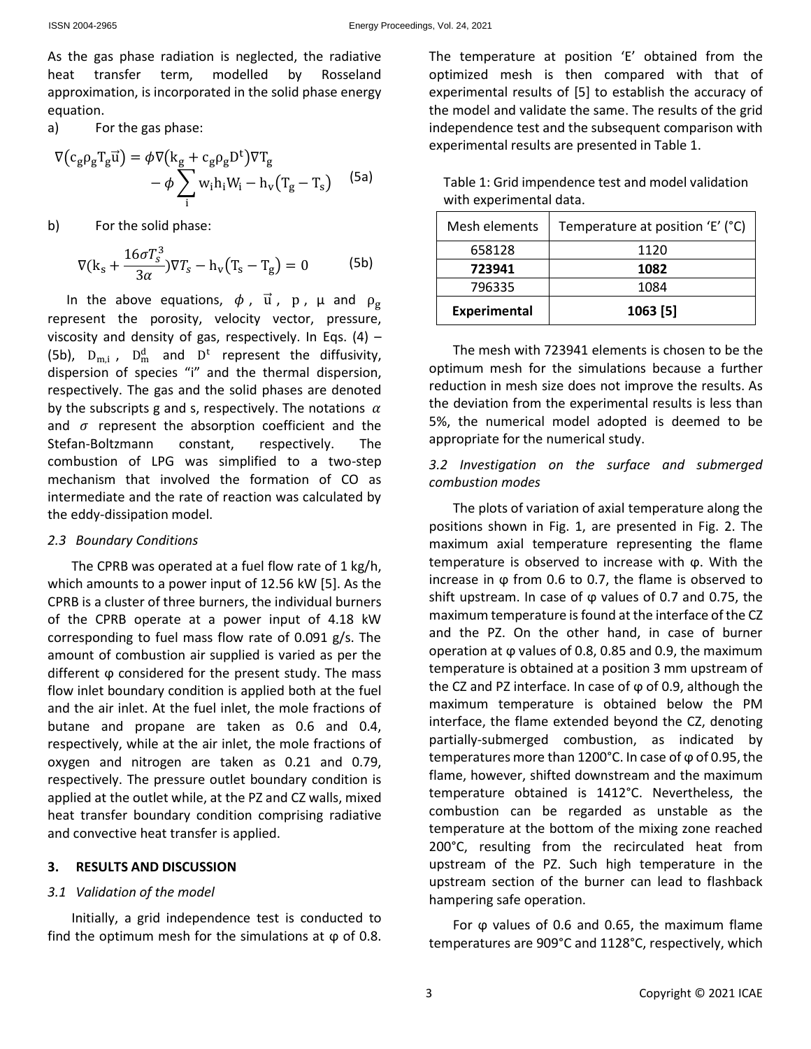As the gas phase radiation is neglected, the radiative heat transfer term, modelled by Rosseland approximation, is incorporated in the solid phase energy equation.

a) For the gas phase:

$$\nabla\left(c_g \rho_g T_g \vec{u}\right) = \phi \nabla\left(k_g + c_g \rho_g D^t\right) \nabla T_g - \phi \sum_i w_i h_i W_i - h_v\left(T_g - T_s\right) \quad (5a)$$

b) For the solid phase:

$$\nabla\left(k_s + \frac{16 \sigma T_s^3}{3\alpha}\right) \nabla T_s - h_v\left(T_s - T_g\right) = 0 \quad (5b)$$

In the above equations, $\phi$, $\vec{u}$, $p$, $\mu$ and $\rho_g$ represent the porosity, velocity vector, pressure, viscosity and density of gas, respectively. In Eqs. (4) – (5b), $D_{m,i}$, $D_m^d$ and $D^t$ represent the diffusivity, dispersion of species "i" and the thermal dispersion, respectively. The gas and the solid phases are denoted by the subscripts g and s, respectively. The notations $\alpha$ and $\sigma$ represent the absorption coefficient and the Stefan-Boltzmann constant, respectively. The combustion of LPG was simplified to a two-step mechanism that involved the formation of CO as intermediate and the rate of reaction was calculated by the eddy-dissipation model.

### *2.3 Boundary Conditions*

The CPRB was operated at a fuel flow rate of 1 kg/h, which amounts to a power input of 12.56 kW [5]. As the CPRB is a cluster of three burners, the individual burners of the CPRB operate at a power input of 4.18 kW corresponding to fuel mass flow rate of 0.091 g/s. The amount of combustion air supplied is varied as per the different φ considered for the present study. The mass flow inlet boundary condition is applied both at the fuel and the air inlet. At the fuel inlet, the mole fractions of butane and propane are taken as 0.6 and 0.4, respectively, while at the air inlet, the mole fractions of oxygen and nitrogen are taken as 0.21 and 0.79, respectively. The pressure outlet boundary condition is applied at the outlet while, at the PZ and CZ walls, mixed heat transfer boundary condition comprising radiative and convective heat transfer is applied.

## 3. RESULTS AND DISCUSSION

### *3.1 Validation of the model*

Initially, a grid independence test is conducted to find the optimum mesh for the simulations at φ of 0.8. The temperature at position 'E' obtained from the optimized mesh is then compared with that of experimental results of [5] to establish the accuracy of the model and validate the same. The results of the grid independence test and the subsequent comparison with experimental results are presented in Table 1.

Table 1: Grid impendence test and model validation with experimental data.

| Mesh elements | Temperature at position 'E' (°C) |
|---|---|
| 658128 | 1120 |
| **723941** | **1082** |
| 796335 | 1084 |
| **Experimental** | **1063 [5]** |

The mesh with 723941 elements is chosen to be the optimum mesh for the simulations because a further reduction in mesh size does not improve the results. As the deviation from the experimental results is less than 5%, the numerical model adopted is deemed to be appropriate for the numerical study.

### *3.2 Investigation on the surface and submerged combustion modes*

The plots of variation of axial temperature along the positions shown in Fig. 1, are presented in Fig. 2. The maximum axial temperature representing the flame temperature is observed to increase with φ. With the increase in φ from 0.6 to 0.7, the flame is observed to shift upstream. In case of φ values of 0.7 and 0.75, the maximum temperature is found at the interface of the CZ and the PZ. On the other hand, in case of burner operation at φ values of 0.8, 0.85 and 0.9, the maximum temperature is obtained at a position 3 mm upstream of the CZ and PZ interface. In case of φ of 0.9, although the maximum temperature is obtained below the PM interface, the flame extended beyond the CZ, denoting partially-submerged combustion, as indicated by temperatures more than 1200°C. In case of φ of 0.95, the flame, however, shifted downstream and the maximum temperature obtained is 1412°C. Nevertheless, the combustion can be regarded as unstable as the temperature at the bottom of the mixing zone reached 200°C, resulting from the recirculated heat from upstream of the PZ. Such high temperature in the upstream section of the burner can lead to flashback hampering safe operation.

For φ values of 0.6 and 0.65, the maximum flame temperatures are 909°C and 1128°C, respectively, which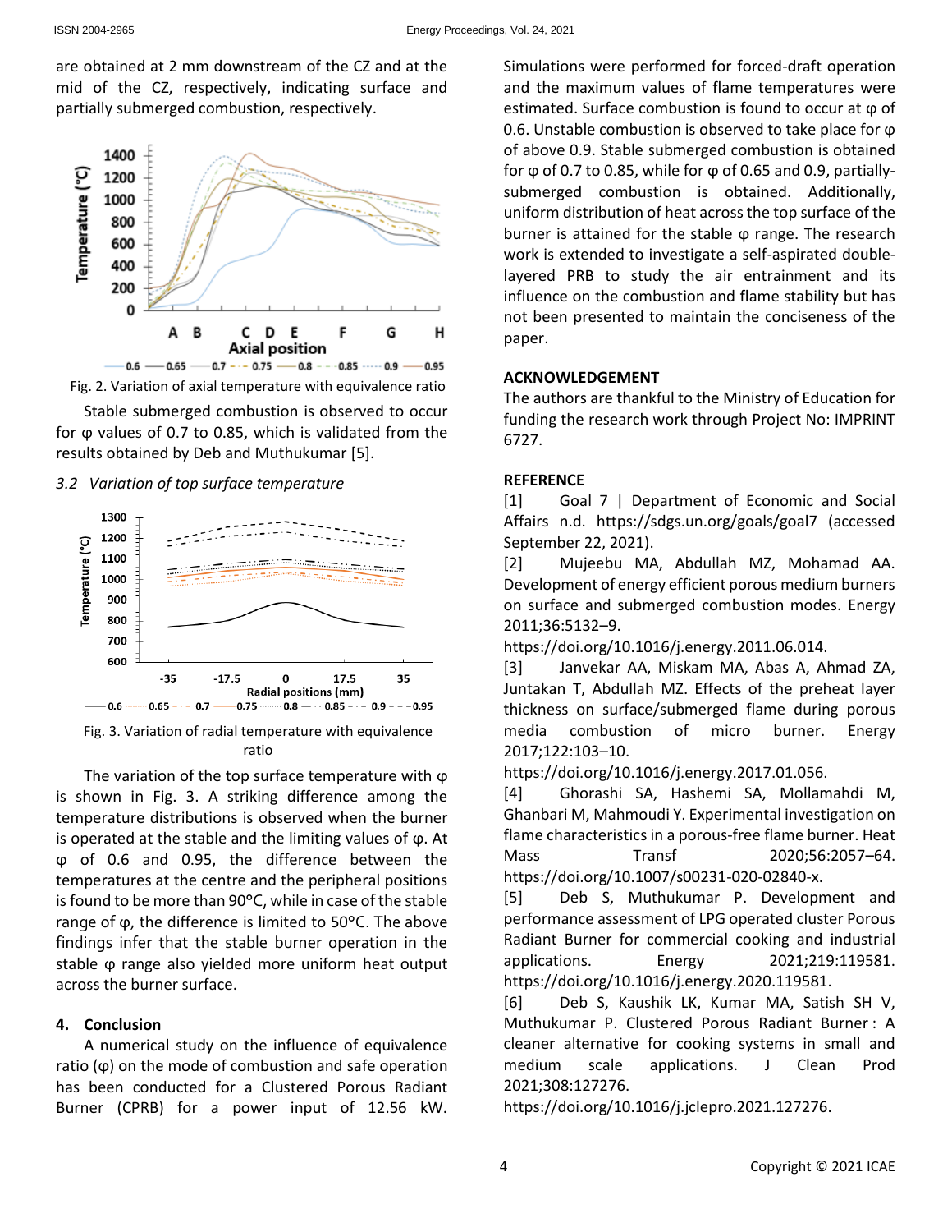are obtained at 2 mm downstream of the CZ and at the mid of the CZ, respectively, indicating surface and partially submerged combustion, respectively.

1400
1200
1000
800
600
400
200
0
Temperature (°C)
A B C D E F G H
Axial position
0.6 0.65 0.7 0.75 0.8 0.85 0.9 0.95

Fig. 2. Variation of axial temperature with equivalence ratio

Stable submerged combustion is observed to occur for φ values of 0.7 to 0.85, which is validated from the results obtained by Deb and Muthukumar [5].

### 3.2 Variation of top surface temperature

1300
1200
1100
1000
900
800
700
600
Temperature (°C)
-35 -17.5 0 17.5 35
Radial positions (mm)
0.6 0.65 0.7 0.75 0.8 0.85 0.9 0.95

Fig. 3. Variation of radial temperature with equivalence ratio

The variation of the top surface temperature with φ is shown in Fig. 3. A striking difference among the temperature distributions is observed when the burner is operated at the stable and the limiting values of φ. At φ of 0.6 and 0.95, the difference between the temperatures at the centre and the peripheral positions is found to be more than 90°C, while in case of the stable range of φ, the difference is limited to 50°C. The above findings infer that the stable burner operation in the stable φ range also yielded more uniform heat output across the burner surface.

## 4. Conclusion

A numerical study on the influence of equivalence ratio (φ) on the mode of combustion and safe operation has been conducted for a Clustered Porous Radiant Burner (CPRB) for a power input of 12.56 kW. Simulations were performed for forced-draft operation and the maximum values of flame temperatures were estimated. Surface combustion is found to occur at φ of 0.6. Unstable combustion is observed to take place for φ of above 0.9. Stable submerged combustion is obtained for φ of 0.7 to 0.85, while for φ of 0.65 and 0.9, partially-submerged combustion is obtained. Additionally, uniform distribution of heat across the top surface of the burner is attained for the stable φ range. The research work is extended to investigate a self-aspirated double-layered PRB to study the air entrainment and its influence on the combustion and flame stability but has not been presented to maintain the conciseness of the paper.

## ACKNOWLEDGEMENT

The authors are thankful to the Ministry of Education for funding the research work through Project No: IMPRINT 6727.

## REFERENCE

[1] Goal 7 | Department of Economic and Social Affairs n.d. https://sdgs.un.org/goals/goal7 (accessed September 22, 2021).

[2] Mujeebu MA, Abdullah MZ, Mohamad AA. Development of energy efficient porous medium burners on surface and submerged combustion modes. Energy 2011;36:5132–9. https://doi.org/10.1016/j.energy.2011.06.014.

[3] Janvekar AA, Miskam MA, Abas A, Ahmad ZA, Juntakan T, Abdullah MZ. Effects of the preheat layer thickness on surface/submerged flame during porous media combustion of micro burner. Energy 2017;122:103–10. https://doi.org/10.1016/j.energy.2017.01.056.

[4] Ghorashi SA, Hashemi SA, Mollamahdi M, Ghanbari M, Mahmoudi Y. Experimental investigation on flame characteristics in a porous-free flame burner. Heat Mass Transf 2020;56:2057–64. https://doi.org/10.1007/s00231-020-02840-x.

[5] Deb S, Muthukumar P. Development and performance assessment of LPG operated cluster Porous Radiant Burner for commercial cooking and industrial applications. Energy 2021;219:119581. https://doi.org/10.1016/j.energy.2020.119581.

[6] Deb S, Kaushik LK, Kumar MA, Satish SH V, Muthukumar P. Clustered Porous Radiant Burner : A cleaner alternative for cooking systems in small and medium scale applications. J Clean Prod 2021;308:127276. https://doi.org/10.1016/j.jclepro.2021.127276.